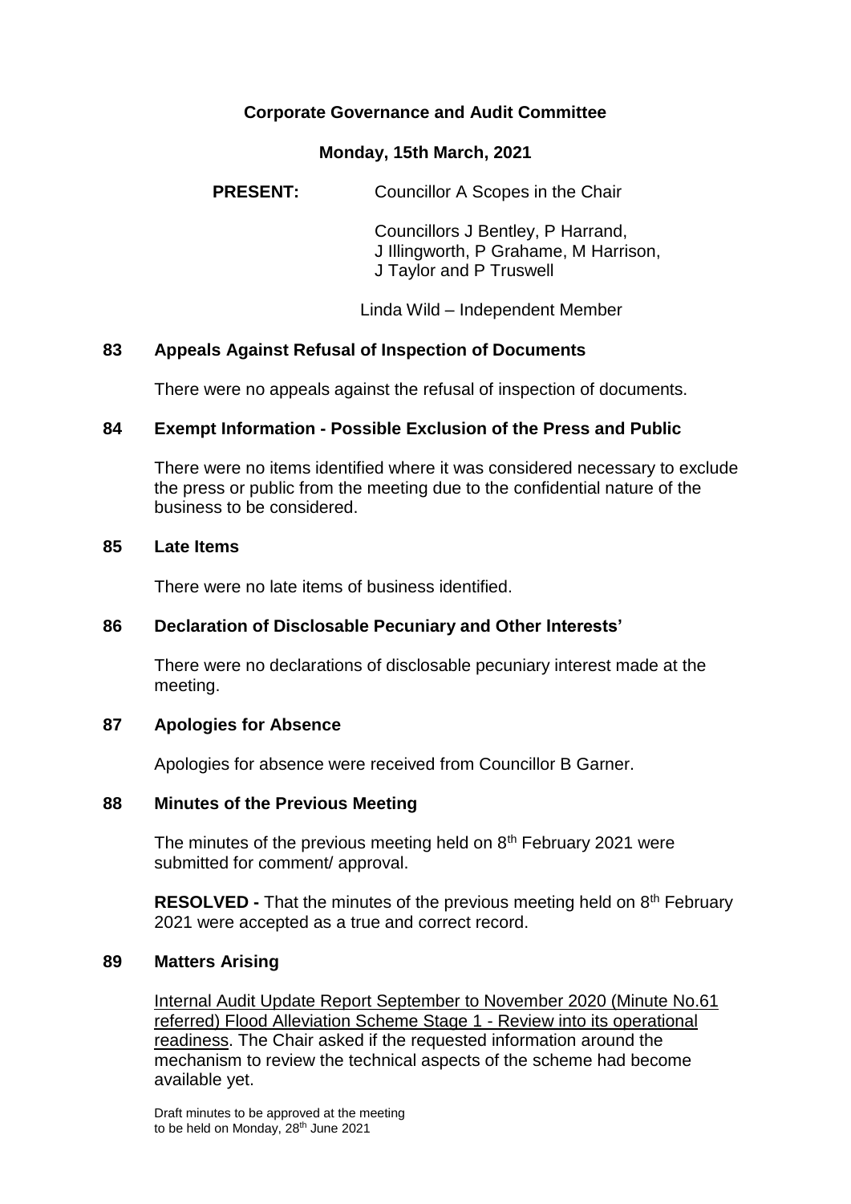# Corporate Governance and Audit Committee

## Monday, 15th March, 2021

**PRESENT:** Councillor A Scopes in the Chair

Councillors J Bentley, P Harrand, J Illingworth, P Grahame, M Harrison, J Taylor and P Truswell

Linda Wild – Independent Member

### 83 Appeals Against Refusal of Inspection of Documents

There were no appeals against the refusal of inspection of documents.

### 84 Exempt Information - Possible Exclusion of the Press and Public

There were no items identified where it was considered necessary to exclude the press or public from the meeting due to the confidential nature of the business to be considered.

### 85 Late Items

There were no late items of business identified.

### 86 Declaration of Disclosable Pecuniary and Other Interests'

There were no declarations of disclosable pecuniary interest made at the meeting.

### 87 Apologies for Absence

Apologies for absence were received from Councillor B Garner.

### 88 Minutes of the Previous Meeting

The minutes of the previous meeting held on 8th February 2021 were submitted for comment/ approval.

**RESOLVED -** That the minutes of the previous meeting held on 8th February 2021 were accepted as a true and correct record.

### 89 Matters Arising

Internal Audit Update Report September to November 2020 (Minute No.61 referred) Flood Alleviation Scheme Stage 1 - Review into its operational readiness. The Chair asked if the requested information around the mechanism to review the technical aspects of the scheme had become available yet.

Draft minutes to be approved at the meeting to be held on Monday, 28th June 2021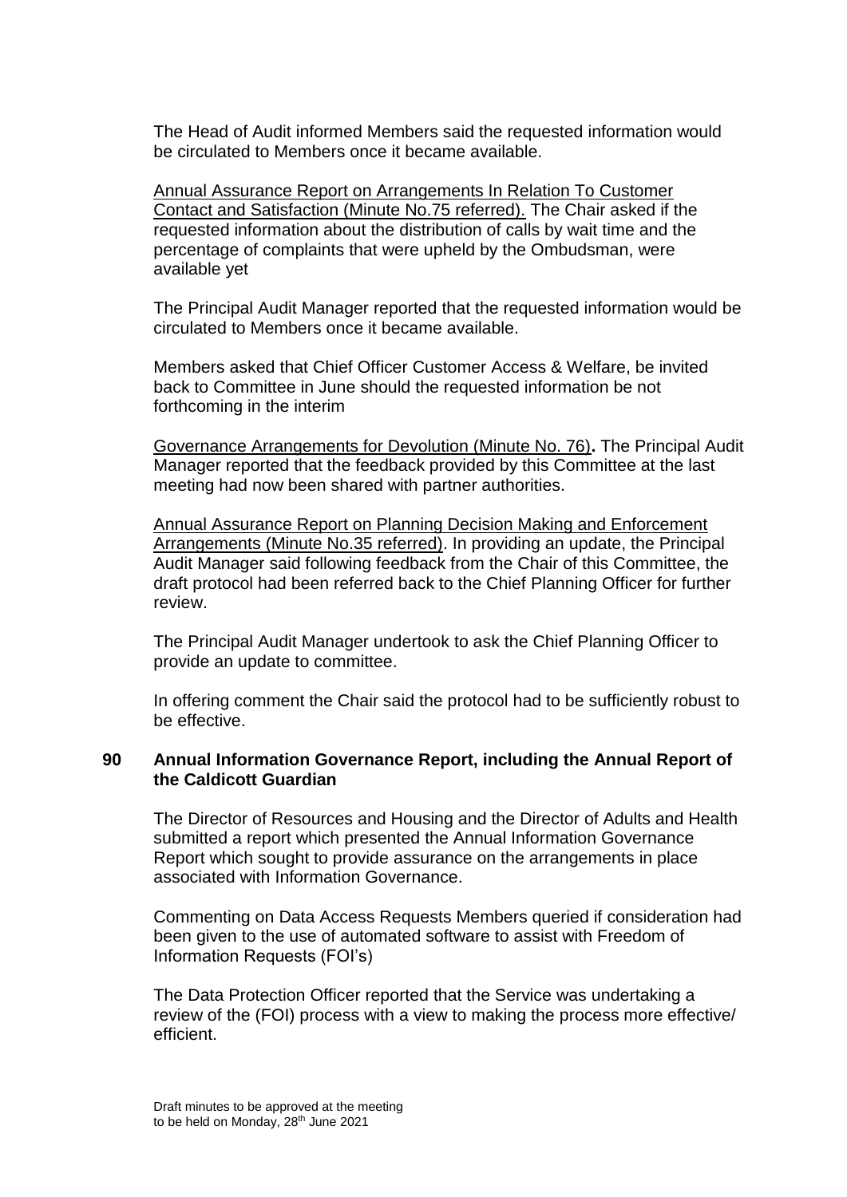The Head of Audit informed Members said the requested information would be circulated to Members once it became available.

Annual Assurance Report on Arrangements In Relation To Customer Contact and Satisfaction (Minute No.75 referred). The Chair asked if the requested information about the distribution of calls by wait time and the percentage of complaints that were upheld by the Ombudsman, were available yet

The Principal Audit Manager reported that the requested information would be circulated to Members once it became available.

Members asked that Chief Officer Customer Access & Welfare, be invited back to Committee in June should the requested information be not forthcoming in the interim

Governance Arrangements for Devolution (Minute No. 76)**.** The Principal Audit Manager reported that the feedback provided by this Committee at the last meeting had now been shared with partner authorities.

Annual Assurance Report on Planning Decision Making and Enforcement Arrangements (Minute No.35 referred). In providing an update, the Principal Audit Manager said following feedback from the Chair of this Committee, the draft protocol had been referred back to the Chief Planning Officer for further review.

The Principal Audit Manager undertook to ask the Chief Planning Officer to provide an update to committee.

In offering comment the Chair said the protocol had to be sufficiently robust to be effective.

**90 Annual Information Governance Report, including the Annual Report of the Caldicott Guardian**

The Director of Resources and Housing and the Director of Adults and Health submitted a report which presented the Annual Information Governance Report which sought to provide assurance on the arrangements in place associated with Information Governance.

Commenting on Data Access Requests Members queried if consideration had been given to the use of automated software to assist with Freedom of Information Requests (FOI's)

The Data Protection Officer reported that the Service was undertaking a review of the (FOI) process with a view to making the process more effective/ efficient.

Draft minutes to be approved at the meeting to be held on Monday, 28th June 2021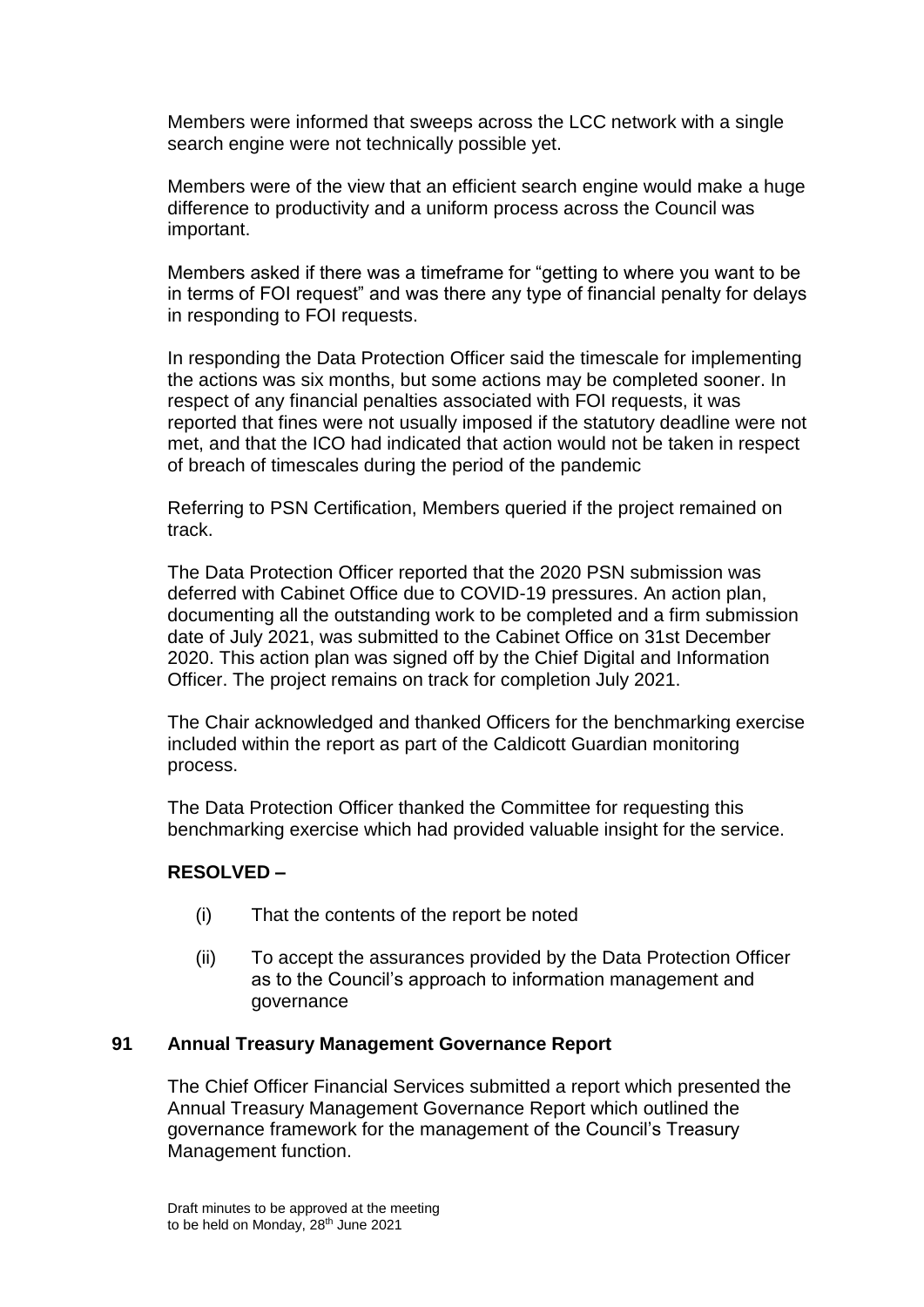Members were informed that sweeps across the LCC network with a single search engine were not technically possible yet.

Members were of the view that an efficient search engine would make a huge difference to productivity and a uniform process across the Council was important.

Members asked if there was a timeframe for "getting to where you want to be in terms of FOI request" and was there any type of financial penalty for delays in responding to FOI requests.

In responding the Data Protection Officer said the timescale for implementing the actions was six months, but some actions may be completed sooner. In respect of any financial penalties associated with FOI requests, it was reported that fines were not usually imposed if the statutory deadline were not met, and that the ICO had indicated that action would not be taken in respect of breach of timescales during the period of the pandemic

Referring to PSN Certification, Members queried if the project remained on track.

The Data Protection Officer reported that the 2020 PSN submission was deferred with Cabinet Office due to COVID-19 pressures. An action plan, documenting all the outstanding work to be completed and a firm submission date of July 2021, was submitted to the Cabinet Office on 31st December 2020. This action plan was signed off by the Chief Digital and Information Officer. The project remains on track for completion July 2021.

The Chair acknowledged and thanked Officers for the benchmarking exercise included within the report as part of the Caldicott Guardian monitoring process.

The Data Protection Officer thanked the Committee for requesting this benchmarking exercise which had provided valuable insight for the service.

**RESOLVED –**

(i) That the contents of the report be noted

(ii) To accept the assurances provided by the Data Protection Officer as to the Council's approach to information management and governance

## 91 Annual Treasury Management Governance Report

The Chief Officer Financial Services submitted a report which presented the Annual Treasury Management Governance Report which outlined the governance framework for the management of the Council's Treasury Management function.

Draft minutes to be approved at the meeting to be held on Monday, 28th June 2021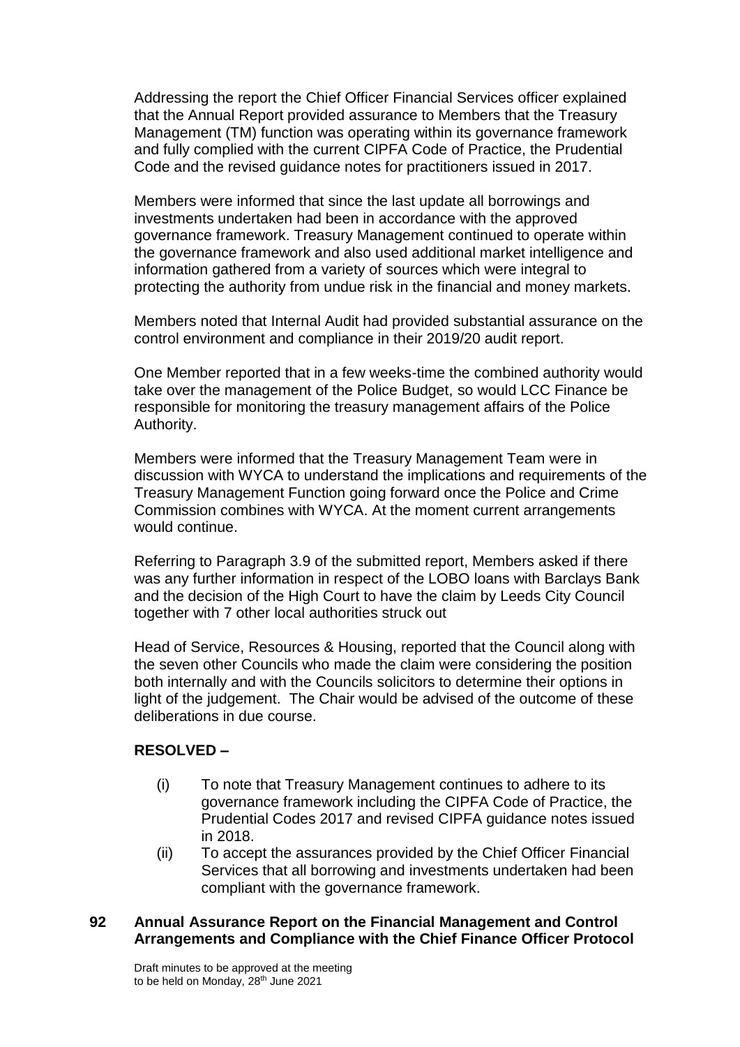Addressing the report the Chief Officer Financial Services officer explained that the Annual Report provided assurance to Members that the Treasury Management (TM) function was operating within its governance framework and fully complied with the current CIPFA Code of Practice, the Prudential Code and the revised guidance notes for practitioners issued in 2017.

Members were informed that since the last update all borrowings and investments undertaken had been in accordance with the approved governance framework. Treasury Management continued to operate within the governance framework and also used additional market intelligence and information gathered from a variety of sources which were integral to protecting the authority from undue risk in the financial and money markets.

Members noted that Internal Audit had provided substantial assurance on the control environment and compliance in their 2019/20 audit report.

One Member reported that in a few weeks-time the combined authority would take over the management of the Police Budget, so would LCC Finance be responsible for monitoring the treasury management affairs of the Police Authority.

Members were informed that the Treasury Management Team were in discussion with WYCA to understand the implications and requirements of the Treasury Management Function going forward once the Police and Crime Commission combines with WYCA. At the moment current arrangements would continue.

Referring to Paragraph 3.9 of the submitted report, Members asked if there was any further information in respect of the LOBO loans with Barclays Bank and the decision of the High Court to have the claim by Leeds City Council together with 7 other local authorities struck out

Head of Service, Resources & Housing, reported that the Council along with the seven other Councils who made the claim were considering the position both internally and with the Councils solicitors to determine their options in light of the judgement. The Chair would be advised of the outcome of these deliberations in due course.

**RESOLVED –**

(i) To note that Treasury Management continues to adhere to its governance framework including the CIPFA Code of Practice, the Prudential Codes 2017 and revised CIPFA guidance notes issued in 2018.

(ii) To accept the assurances provided by the Chief Officer Financial Services that all borrowing and investments undertaken had been compliant with the governance framework.

## 92 Annual Assurance Report on the Financial Management and Control Arrangements and Compliance with the Chief Finance Officer Protocol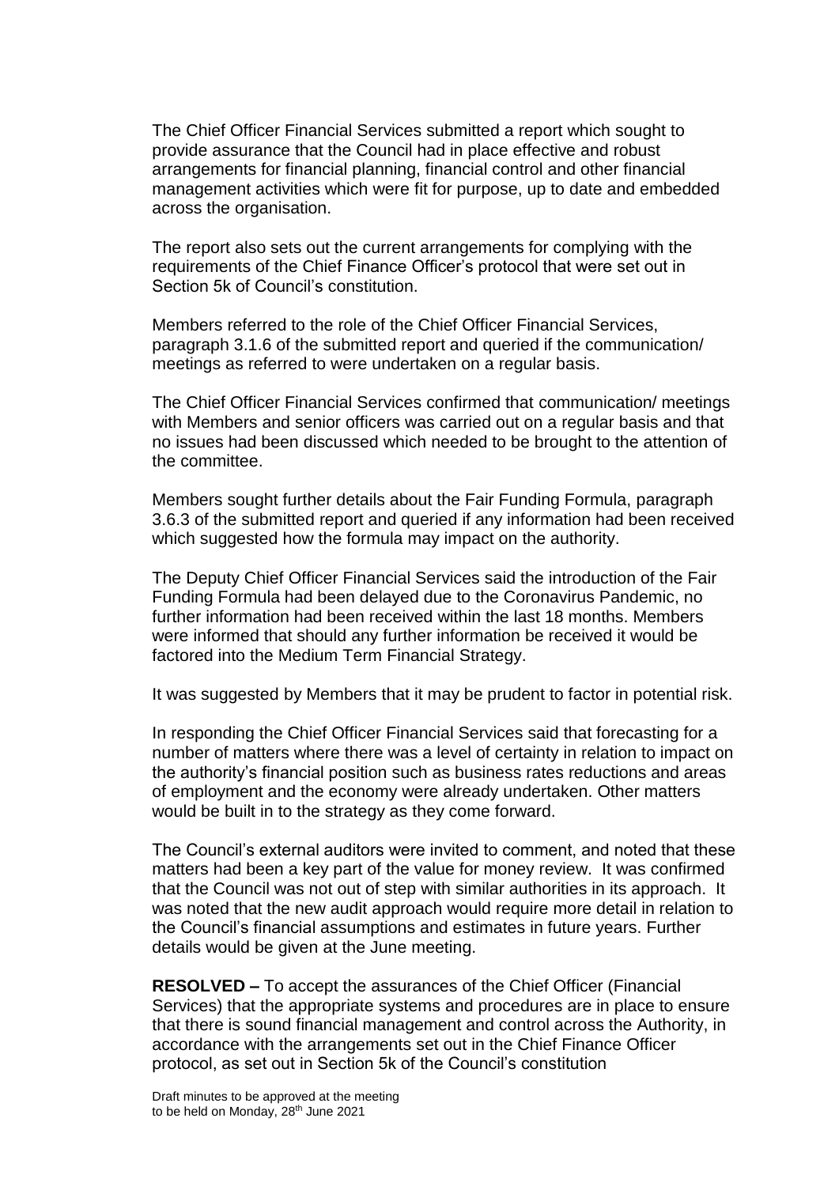The Chief Officer Financial Services submitted a report which sought to provide assurance that the Council had in place effective and robust arrangements for financial planning, financial control and other financial management activities which were fit for purpose, up to date and embedded across the organisation.

The report also sets out the current arrangements for complying with the requirements of the Chief Finance Officer's protocol that were set out in Section 5k of Council's constitution.

Members referred to the role of the Chief Officer Financial Services, paragraph 3.1.6 of the submitted report and queried if the communication/ meetings as referred to were undertaken on a regular basis.

The Chief Officer Financial Services confirmed that communication/ meetings with Members and senior officers was carried out on a regular basis and that no issues had been discussed which needed to be brought to the attention of the committee.

Members sought further details about the Fair Funding Formula, paragraph 3.6.3 of the submitted report and queried if any information had been received which suggested how the formula may impact on the authority.

The Deputy Chief Officer Financial Services said the introduction of the Fair Funding Formula had been delayed due to the Coronavirus Pandemic, no further information had been received within the last 18 months. Members were informed that should any further information be received it would be factored into the Medium Term Financial Strategy.

It was suggested by Members that it may be prudent to factor in potential risk.

In responding the Chief Officer Financial Services said that forecasting for a number of matters where there was a level of certainty in relation to impact on the authority's financial position such as business rates reductions and areas of employment and the economy were already undertaken. Other matters would be built in to the strategy as they come forward.

The Council's external auditors were invited to comment, and noted that these matters had been a key part of the value for money review. It was confirmed that the Council was not out of step with similar authorities in its approach. It was noted that the new audit approach would require more detail in relation to the Council's financial assumptions and estimates in future years. Further details would be given at the June meeting.

**RESOLVED –** To accept the assurances of the Chief Officer (Financial Services) that the appropriate systems and procedures are in place to ensure that there is sound financial management and control across the Authority, in accordance with the arrangements set out in the Chief Finance Officer protocol, as set out in Section 5k of the Council's constitution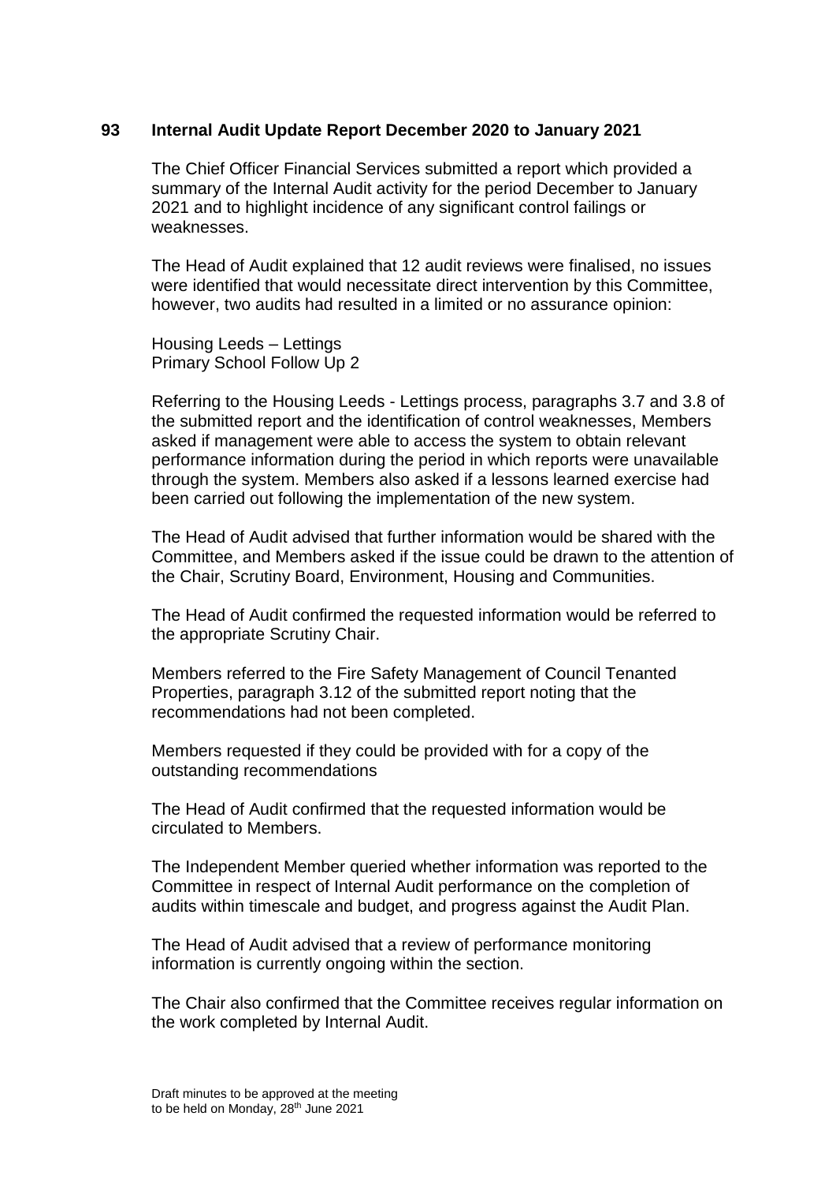## 93 Internal Audit Update Report December 2020 to January 2021

The Chief Officer Financial Services submitted a report which provided a summary of the Internal Audit activity for the period December to January 2021 and to highlight incidence of any significant control failings or weaknesses.

The Head of Audit explained that 12 audit reviews were finalised, no issues were identified that would necessitate direct intervention by this Committee, however, two audits had resulted in a limited or no assurance opinion:

Housing Leeds – Lettings
Primary School Follow Up 2

Referring to the Housing Leeds - Lettings process, paragraphs 3.7 and 3.8 of the submitted report and the identification of control weaknesses, Members asked if management were able to access the system to obtain relevant performance information during the period in which reports were unavailable through the system. Members also asked if a lessons learned exercise had been carried out following the implementation of the new system.

The Head of Audit advised that further information would be shared with the Committee, and Members asked if the issue could be drawn to the attention of the Chair, Scrutiny Board, Environment, Housing and Communities.

The Head of Audit confirmed the requested information would be referred to the appropriate Scrutiny Chair.

Members referred to the Fire Safety Management of Council Tenanted Properties, paragraph 3.12 of the submitted report noting that the recommendations had not been completed.

Members requested if they could be provided with for a copy of the outstanding recommendations

The Head of Audit confirmed that the requested information would be circulated to Members.

The Independent Member queried whether information was reported to the Committee in respect of Internal Audit performance on the completion of audits within timescale and budget, and progress against the Audit Plan.

The Head of Audit advised that a review of performance monitoring information is currently ongoing within the section.

The Chair also confirmed that the Committee receives regular information on the work completed by Internal Audit.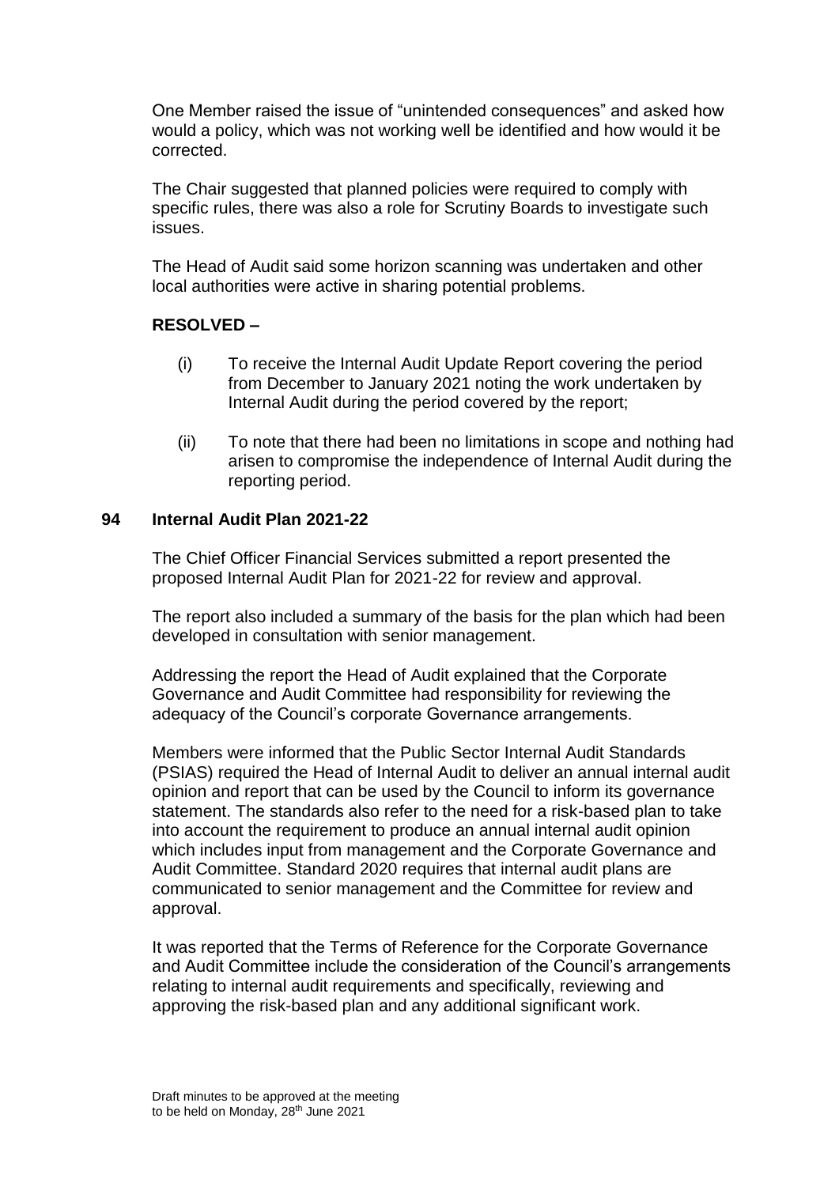One Member raised the issue of "unintended consequences" and asked how would a policy, which was not working well be identified and how would it be corrected.

The Chair suggested that planned policies were required to comply with specific rules, there was also a role for Scrutiny Boards to investigate such issues.

The Head of Audit said some horizon scanning was undertaken and other local authorities were active in sharing potential problems.

**RESOLVED –**

(i) To receive the Internal Audit Update Report covering the period from December to January 2021 noting the work undertaken by Internal Audit during the period covered by the report;

(ii) To note that there had been no limitations in scope and nothing had arisen to compromise the independence of Internal Audit during the reporting period.

## 94 Internal Audit Plan 2021-22

The Chief Officer Financial Services submitted a report presented the proposed Internal Audit Plan for 2021-22 for review and approval.

The report also included a summary of the basis for the plan which had been developed in consultation with senior management.

Addressing the report the Head of Audit explained that the Corporate Governance and Audit Committee had responsibility for reviewing the adequacy of the Council's corporate Governance arrangements.

Members were informed that the Public Sector Internal Audit Standards (PSIAS) required the Head of Internal Audit to deliver an annual internal audit opinion and report that can be used by the Council to inform its governance statement. The standards also refer to the need for a risk-based plan to take into account the requirement to produce an annual internal audit opinion which includes input from management and the Corporate Governance and Audit Committee. Standard 2020 requires that internal audit plans are communicated to senior management and the Committee for review and approval.

It was reported that the Terms of Reference for the Corporate Governance and Audit Committee include the consideration of the Council's arrangements relating to internal audit requirements and specifically, reviewing and approving the risk-based plan and any additional significant work.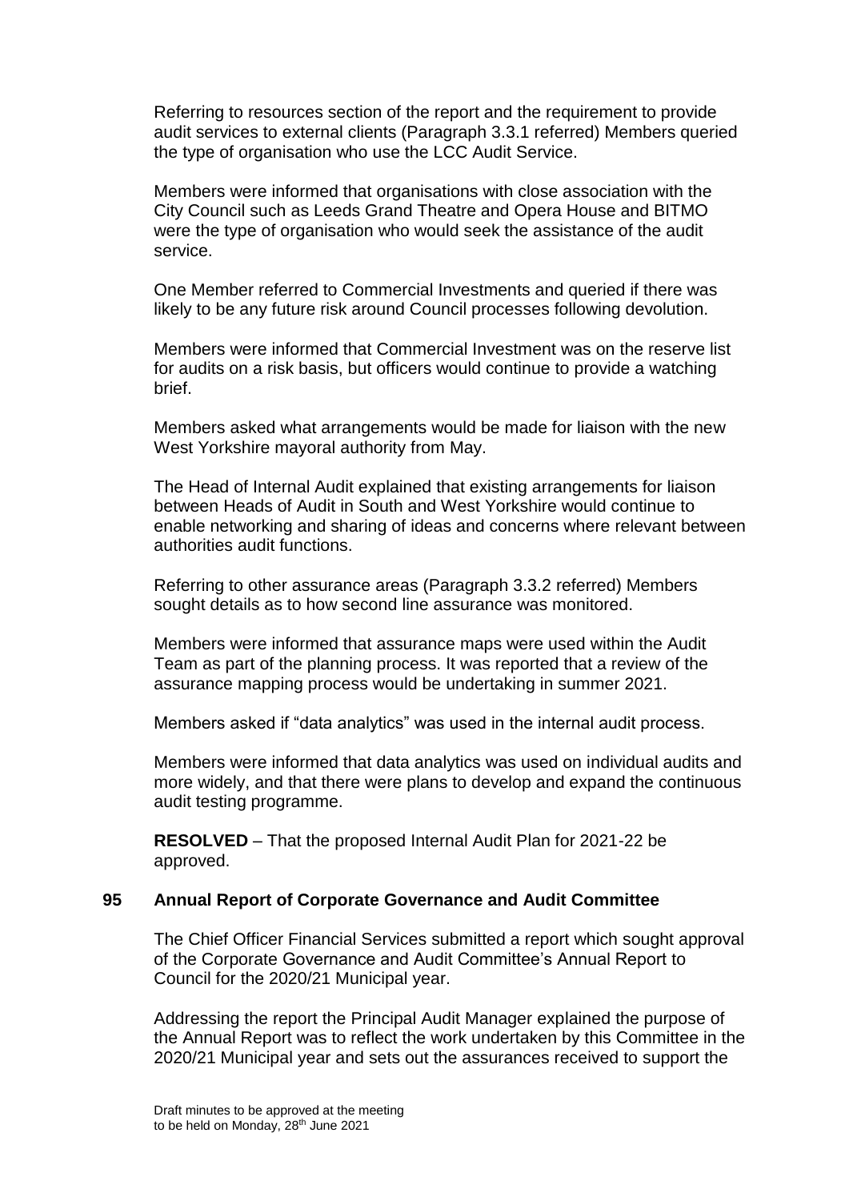Referring to resources section of the report and the requirement to provide audit services to external clients (Paragraph 3.3.1 referred) Members queried the type of organisation who use the LCC Audit Service.

Members were informed that organisations with close association with the City Council such as Leeds Grand Theatre and Opera House and BITMO were the type of organisation who would seek the assistance of the audit service.

One Member referred to Commercial Investments and queried if there was likely to be any future risk around Council processes following devolution.

Members were informed that Commercial Investment was on the reserve list for audits on a risk basis, but officers would continue to provide a watching brief.

Members asked what arrangements would be made for liaison with the new West Yorkshire mayoral authority from May.

The Head of Internal Audit explained that existing arrangements for liaison between Heads of Audit in South and West Yorkshire would continue to enable networking and sharing of ideas and concerns where relevant between authorities audit functions.

Referring to other assurance areas (Paragraph 3.3.2 referred) Members sought details as to how second line assurance was monitored.

Members were informed that assurance maps were used within the Audit Team as part of the planning process. It was reported that a review of the assurance mapping process would be undertaking in summer 2021.

Members asked if "data analytics" was used in the internal audit process.

Members were informed that data analytics was used on individual audits and more widely, and that there were plans to develop and expand the continuous audit testing programme.

**RESOLVED** – That the proposed Internal Audit Plan for 2021-22 be approved.

## 95 Annual Report of Corporate Governance and Audit Committee

The Chief Officer Financial Services submitted a report which sought approval of the Corporate Governance and Audit Committee's Annual Report to Council for the 2020/21 Municipal year.

Addressing the report the Principal Audit Manager explained the purpose of the Annual Report was to reflect the work undertaken by this Committee in the 2020/21 Municipal year and sets out the assurances received to support the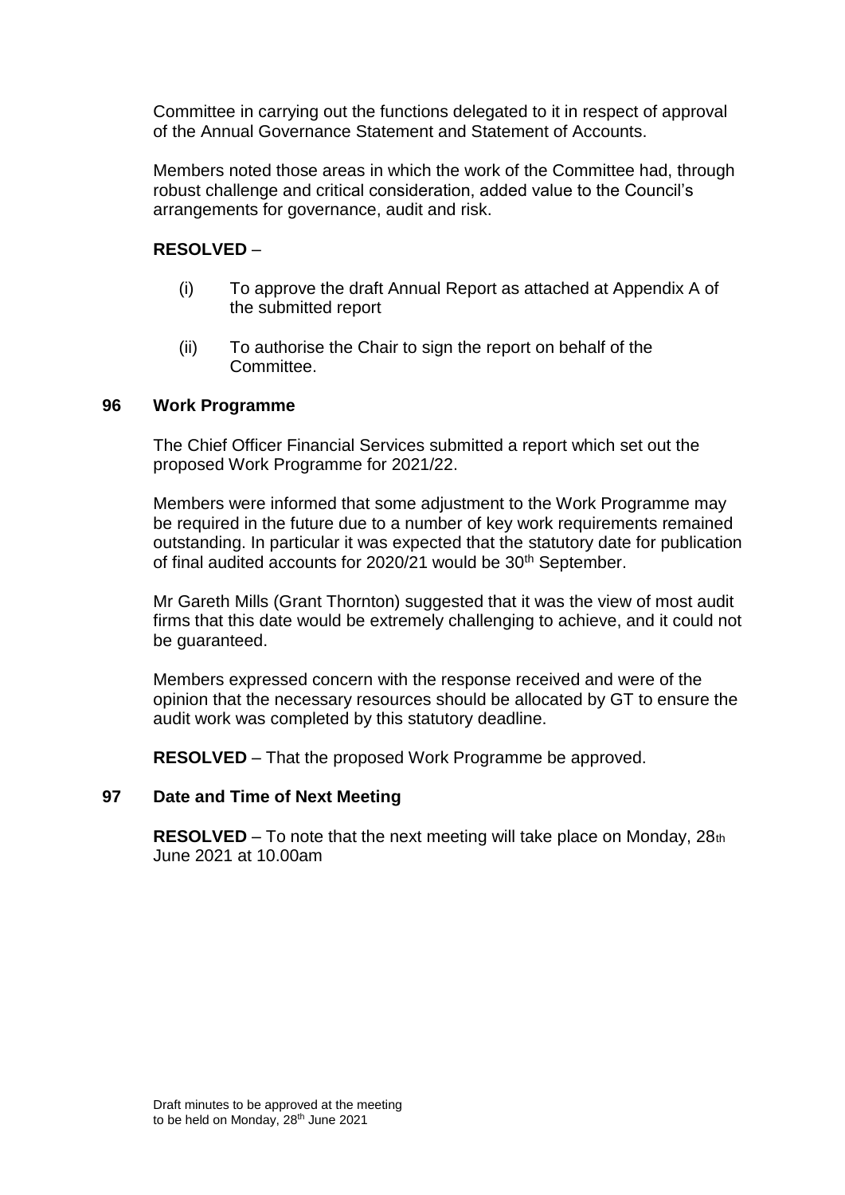Committee in carrying out the functions delegated to it in respect of approval of the Annual Governance Statement and Statement of Accounts.

Members noted those areas in which the work of the Committee had, through robust challenge and critical consideration, added value to the Council's arrangements for governance, audit and risk.

**RESOLVED** –

(i) To approve the draft Annual Report as attached at Appendix A of the submitted report

(ii) To authorise the Chair to sign the report on behalf of the Committee.

## 96 Work Programme

The Chief Officer Financial Services submitted a report which set out the proposed Work Programme for 2021/22.

Members were informed that some adjustment to the Work Programme may be required in the future due to a number of key work requirements remained outstanding. In particular it was expected that the statutory date for publication of final audited accounts for 2020/21 would be 30th September.

Mr Gareth Mills (Grant Thornton) suggested that it was the view of most audit firms that this date would be extremely challenging to achieve, and it could not be guaranteed.

Members expressed concern with the response received and were of the opinion that the necessary resources should be allocated by GT to ensure the audit work was completed by this statutory deadline.

**RESOLVED** – That the proposed Work Programme be approved.

## 97 Date and Time of Next Meeting

**RESOLVED** – To note that the next meeting will take place on Monday, 28th June 2021 at 10.00am